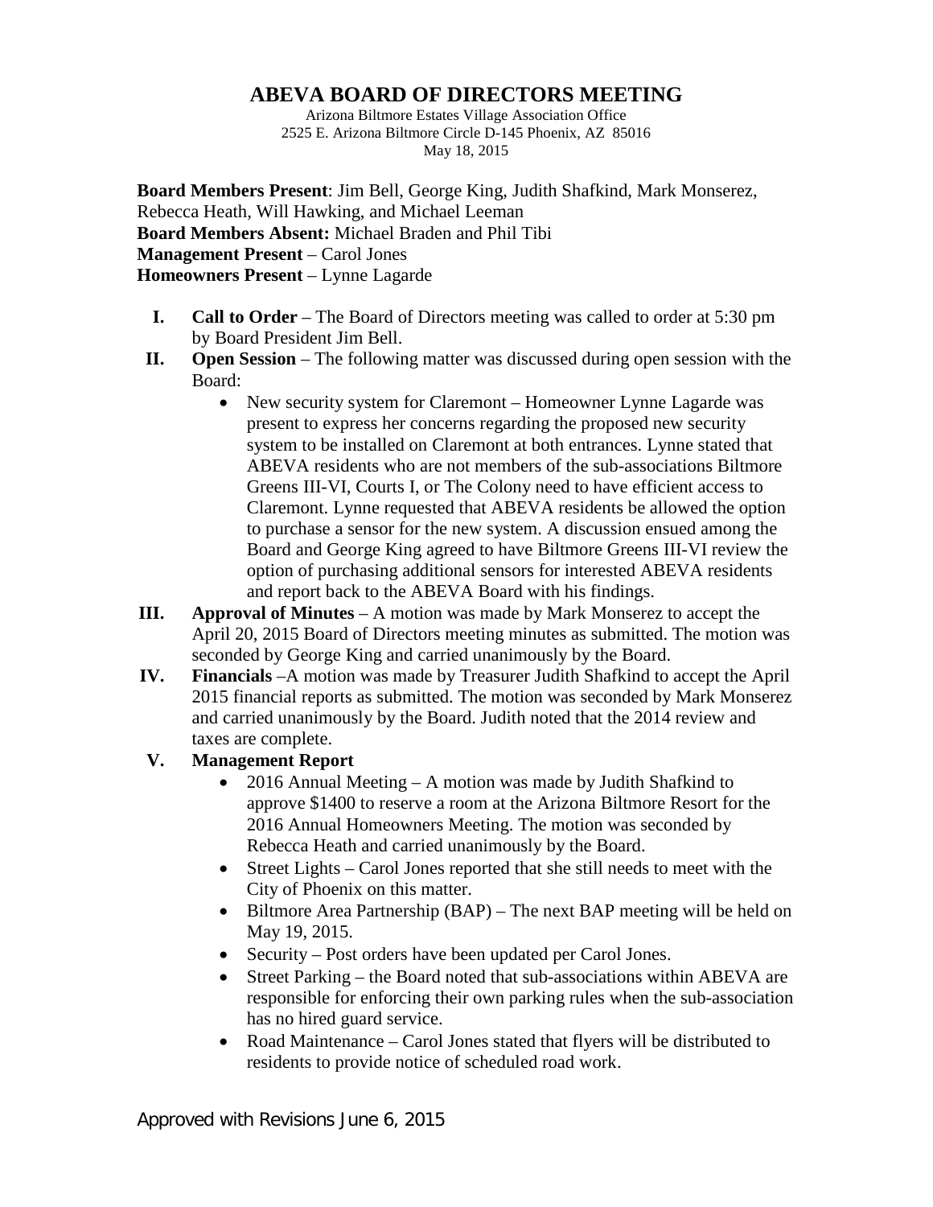# ABEVA BOARD OF DIRECTORS MEETING

Arizona Biltmore Estates Village Association Office
2525 E. Arizona Biltmore Circle D-145 Phoenix, AZ 85016
May 18, 2015

**Board Members Present**: Jim Bell, George King, Judith Shafkind, Mark Monserez, Rebecca Heath, Will Hawking, and Michael Leeman
**Board Members Absent:** Michael Braden and Phil Tibi
**Management Present** – Carol Jones
**Homeowners Present** – Lynne Lagarde

I. **Call to Order** – The Board of Directors meeting was called to order at 5:30 pm by Board President Jim Bell.

II. **Open Session** – The following matter was discussed during open session with the Board:
   - New security system for Claremont – Homeowner Lynne Lagarde was present to express her concerns regarding the proposed new security system to be installed on Claremont at both entrances. Lynne stated that ABEVA residents who are not members of the sub-associations Biltmore Greens III-VI, Courts I, or The Colony need to have efficient access to Claremont. Lynne requested that ABEVA residents be allowed the option to purchase a sensor for the new system. A discussion ensued among the Board and George King agreed to have Biltmore Greens III-VI review the option of purchasing additional sensors for interested ABEVA residents and report back to the ABEVA Board with his findings.

III. **Approval of Minutes** – A motion was made by Mark Monserez to accept the April 20, 2015 Board of Directors meeting minutes as submitted. The motion was seconded by George King and carried unanimously by the Board.

IV. **Financials** –A motion was made by Treasurer Judith Shafkind to accept the April 2015 financial reports as submitted. The motion was seconded by Mark Monserez and carried unanimously by the Board. Judith noted that the 2014 review and taxes are complete.

V. **Management Report**
   - 2016 Annual Meeting – A motion was made by Judith Shafkind to approve $1400 to reserve a room at the Arizona Biltmore Resort for the 2016 Annual Homeowners Meeting. The motion was seconded by Rebecca Heath and carried unanimously by the Board.
   - Street Lights – Carol Jones reported that she still needs to meet with the City of Phoenix on this matter.
   - Biltmore Area Partnership (BAP) – The next BAP meeting will be held on May 19, 2015.
   - Security – Post orders have been updated per Carol Jones.
   - Street Parking – the Board noted that sub-associations within ABEVA are responsible for enforcing their own parking rules when the sub-association has no hired guard service.
   - Road Maintenance – Carol Jones stated that flyers will be distributed to residents to provide notice of scheduled road work.

Approved with Revisions June 6, 2015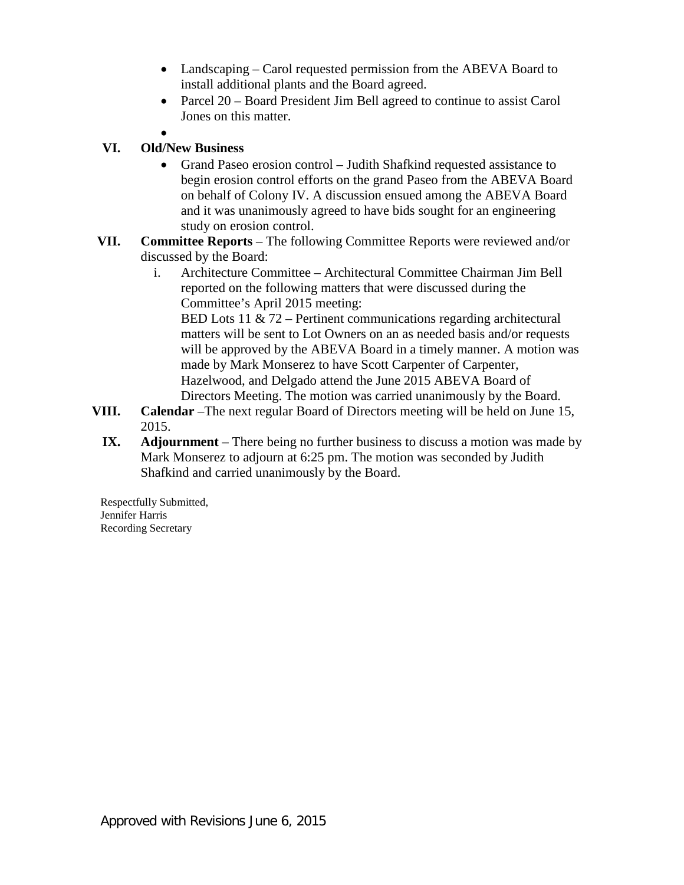- Landscaping – Carol requested permission from the ABEVA Board to install additional plants and the Board agreed.
- Parcel 20 – Board President Jim Bell agreed to continue to assist Carol Jones on this matter.
- 

VI. **Old/New Business**

- Grand Paseo erosion control – Judith Shafkind requested assistance to begin erosion control efforts on the grand Paseo from the ABEVA Board on behalf of Colony IV. A discussion ensued among the ABEVA Board and it was unanimously agreed to have bids sought for an engineering study on erosion control.

VII. **Committee Reports** – The following Committee Reports were reviewed and/or discussed by the Board:

i. Architecture Committee – Architectural Committee Chairman Jim Bell reported on the following matters that were discussed during the Committee's April 2015 meeting:
BED Lots 11 & 72 – Pertinent communications regarding architectural matters will be sent to Lot Owners on an as needed basis and/or requests will be approved by the ABEVA Board in a timely manner. A motion was made by Mark Monserez to have Scott Carpenter of Carpenter, Hazelwood, and Delgado attend the June 2015 ABEVA Board of Directors Meeting. The motion was carried unanimously by the Board.

VIII. **Calendar** –The next regular Board of Directors meeting will be held on June 15, 2015.

IX. **Adjournment** – There being no further business to discuss a motion was made by Mark Monserez to adjourn at 6:25 pm. The motion was seconded by Judith Shafkind and carried unanimously by the Board.

Respectfully Submitted,
Jennifer Harris
Recording Secretary

Approved with Revisions June 6, 2015